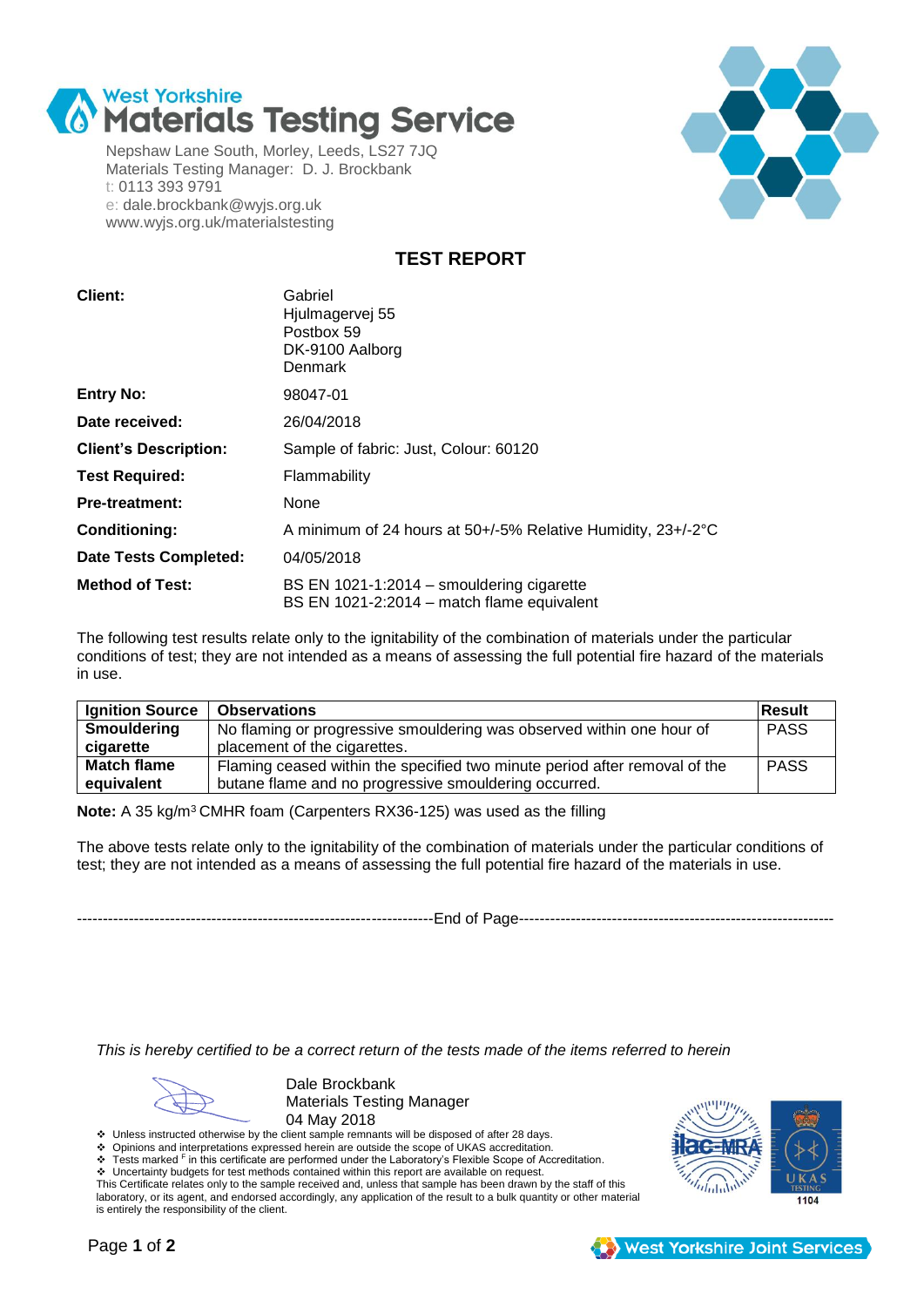# West Yorkshire Materials Testing Service

Nepshaw Lane South, Morley, Leeds, LS27 7JQ
Materials Testing Manager: D. J. Brockbank
t: 0113 393 9791
e: dale.brockbank@wyjs.org.uk
www.wyjs.org.uk/materialstesting

## TEST REPORT

| | |
|---|---|
| **Client:** | Gabriel<br>Hjulmagervej 55<br>Postbox 59<br>DK-9100 Aalborg<br>Denmark |
| **Entry No:** | 98047-01 |
| **Date received:** | 26/04/2018 |
| **Client's Description:** | Sample of fabric: Just, Colour: 60120 |
| **Test Required:** | Flammability |
| **Pre-treatment:** | None |
| **Conditioning:** | A minimum of 24 hours at 50+/-5% Relative Humidity, 23+/-2°C |
| **Date Tests Completed:** | 04/05/2018 |
| **Method of Test:** | BS EN 1021-1:2014 – smouldering cigarette<br>BS EN 1021-2:2014 – match flame equivalent |

The following test results relate only to the ignitability of the combination of materials under the particular conditions of test; they are not intended as a means of assessing the full potential fire hazard of the materials in use.

| Ignition Source | Observations | Result |
|---|---|---|
| **Smouldering cigarette** | No flaming or progressive smouldering was observed within one hour of placement of the cigarettes. | PASS |
| **Match flame equivalent** | Flaming ceased within the specified two minute period after removal of the butane flame and no progressive smouldering occurred. | PASS |

**Note:** A 35 kg/m³ CMHR foam (Carpenters RX36-125) was used as the filling

The above tests relate only to the ignitability of the combination of materials under the particular conditions of test; they are not intended as a means of assessing the full potential fire hazard of the materials in use.

---------------------------------------------------------------------End of Page-------------------------------------------------------------

*This is hereby certified to be a correct return of the tests made of the items referred to herein*

Dale Brockbank
Materials Testing Manager
04 May 2018

- Unless instructed otherwise by the client sample remnants will be disposed of after 28 days.
- Opinions and interpretations expressed herein are outside the scope of UKAS accreditation.
- Tests marked F in this certificate are performed under the Laboratory's Flexible Scope of Accreditation.
- Uncertainty budgets for test methods contained within this report are available on request.

This Certificate relates only to the sample received and, unless that sample has been drawn by the staff of this laboratory, or its agent, and endorsed accordingly, any application of the result to a bulk quantity or other material is entirely the responsibility of the client.

UKAS TESTING 1104

West Yorkshire Joint Services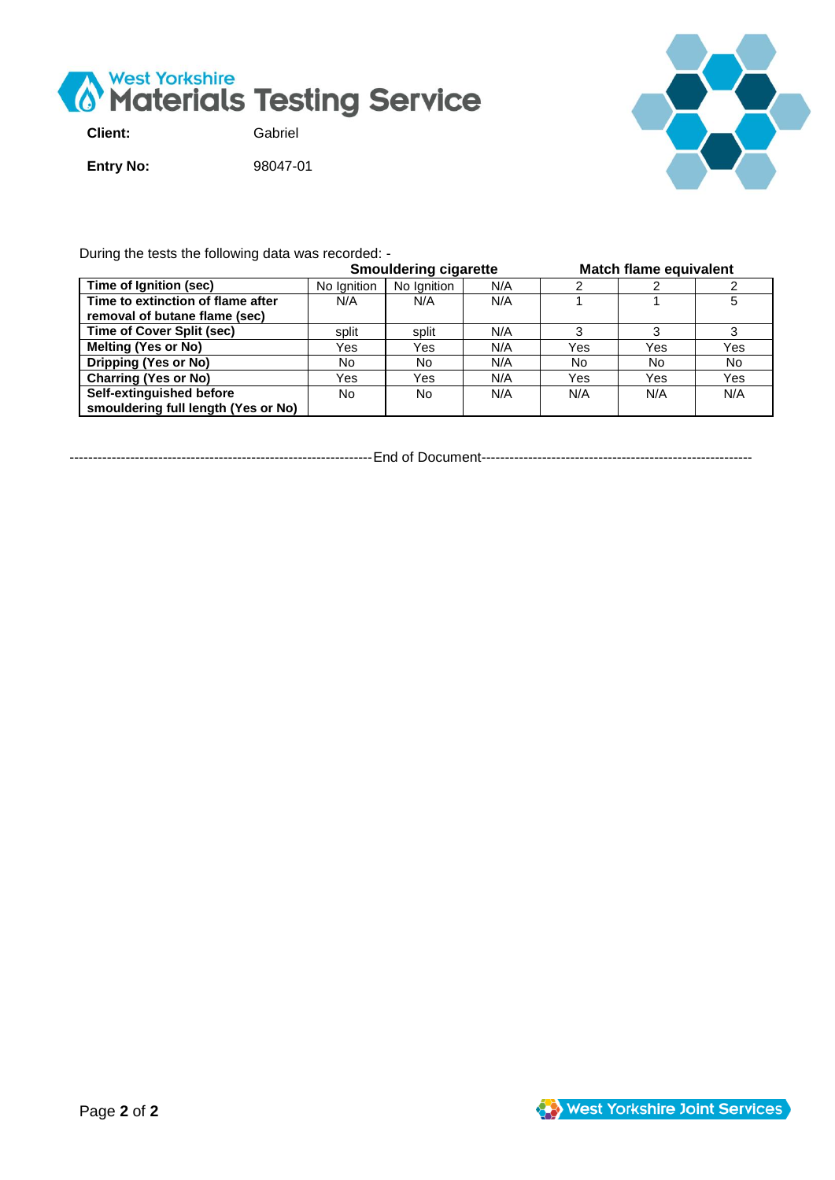# West Yorkshire Materials Testing Service

**Client:** Gabriel

**Entry No:** 98047-01

During the tests the following data was recorded: -

| | Smouldering cigarette | | | Match flame equivalent | | |
|---|---|---|---|---|---|---|
| **Time of Ignition (sec)** | No Ignition | No Ignition | N/A | 2 | 2 | 2 |
| **Time to extinction of flame after removal of butane flame (sec)** | N/A | N/A | N/A | 1 | 1 | 5 |
| **Time of Cover Split (sec)** | split | split | N/A | 3 | 3 | 3 |
| **Melting (Yes or No)** | Yes | Yes | N/A | Yes | Yes | Yes |
| **Dripping (Yes or No)** | No | No | N/A | No | No | No |
| **Charring (Yes or No)** | Yes | Yes | N/A | Yes | Yes | Yes |
| **Self-extinguished before smouldering full length (Yes or No)** | No | No | N/A | N/A | N/A | N/A |

----------------------------------------------------------------End of Document---------------------------------------------------------

West Yorkshire Joint Services